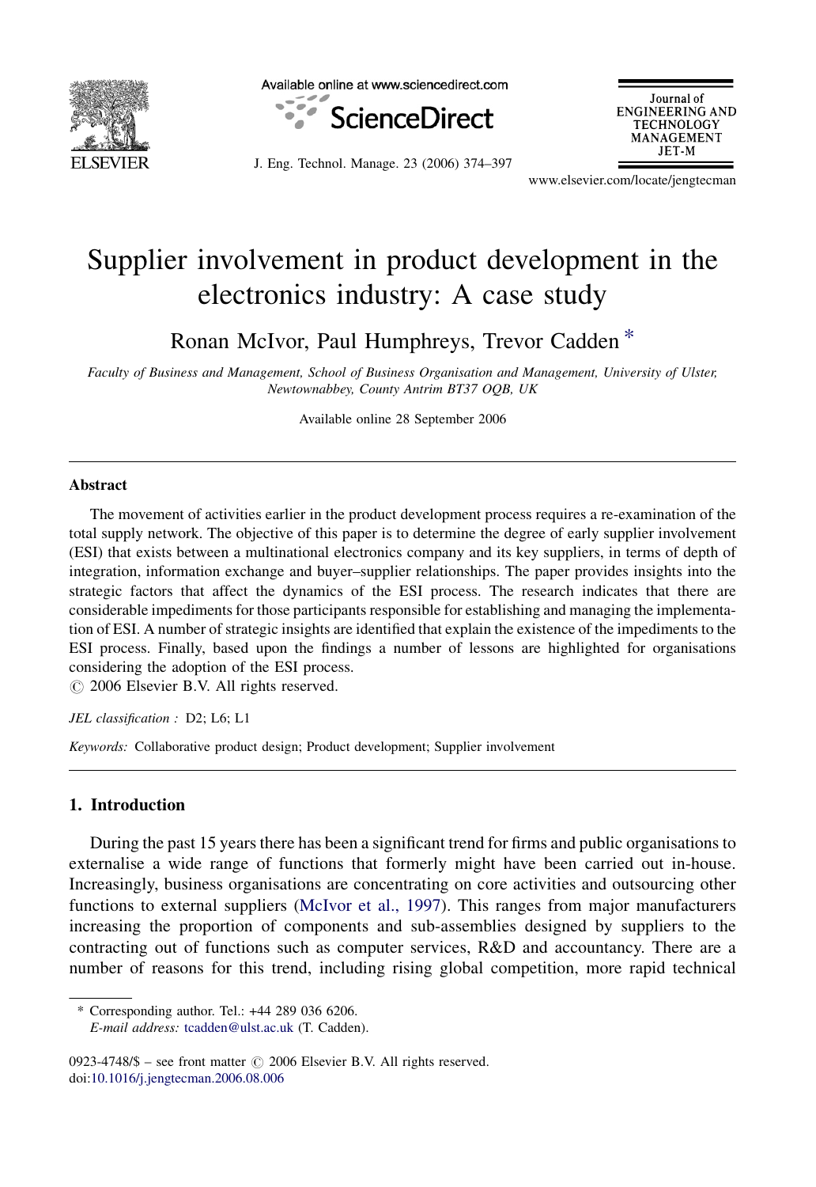// Supplier involvement in product development in the electronics industry: A case study
ZO:
# Supplier involvement in product development in the electronics industry: A case study

Ronan McIvor, Paul Humphreys, Trevor Cadden *

*Faculty of Business and Management, School of Business Organisation and Management, University of Ulster, Newtownabbey, County Antrim BT37 OQB, UK*

Available online 28 September 2006

## Abstract

The movement of activities earlier in the product development process requires a re-examination of the total supply network. The objective of this paper is to determine the degree of early supplier involvement (ESI) that exists between a multinational electronics company and its key suppliers, in terms of depth of integration, information exchange and buyer–supplier relationships. The paper provides insights into the strategic factors that affect the dynamics of the ESI process. The research indicates that there are considerable impediments for those participants responsible for establishing and managing the implementation of ESI. A number of strategic insights are identified that explain the existence of the impediments to the ESI process. Finally, based upon the findings a number of lessons are highlighted for organisations considering the adoption of the ESI process.

© 2006 Elsevier B.V. All rights reserved.

*JEL classification :* D2; L6; L1

*Keywords:* Collaborative product design; Product development; Supplier involvement

## 1. Introduction

During the past 15 years there has been a significant trend for firms and public organisations to externalise a wide range of functions that formerly might have been carried out in-house. Increasingly, business organisations are concentrating on core activities and outsourcing other functions to external suppliers (McIvor et al., 1997). This ranges from major manufacturers increasing the proportion of components and sub-assemblies designed by suppliers to the contracting out of functions such as computer services, R&D and accountancy. There are a number of reasons for this trend, including rising global competition, more rapid technical

---

* Corresponding author. Tel.: +44 289 036 6206.
*E-mail address:* tcadden@ulst.ac.uk (T. Cadden).

0923-4748/$ – see front matter © 2006 Elsevier B.V. All rights reserved.
doi:10.1016/j.jengtecman.2006.08.006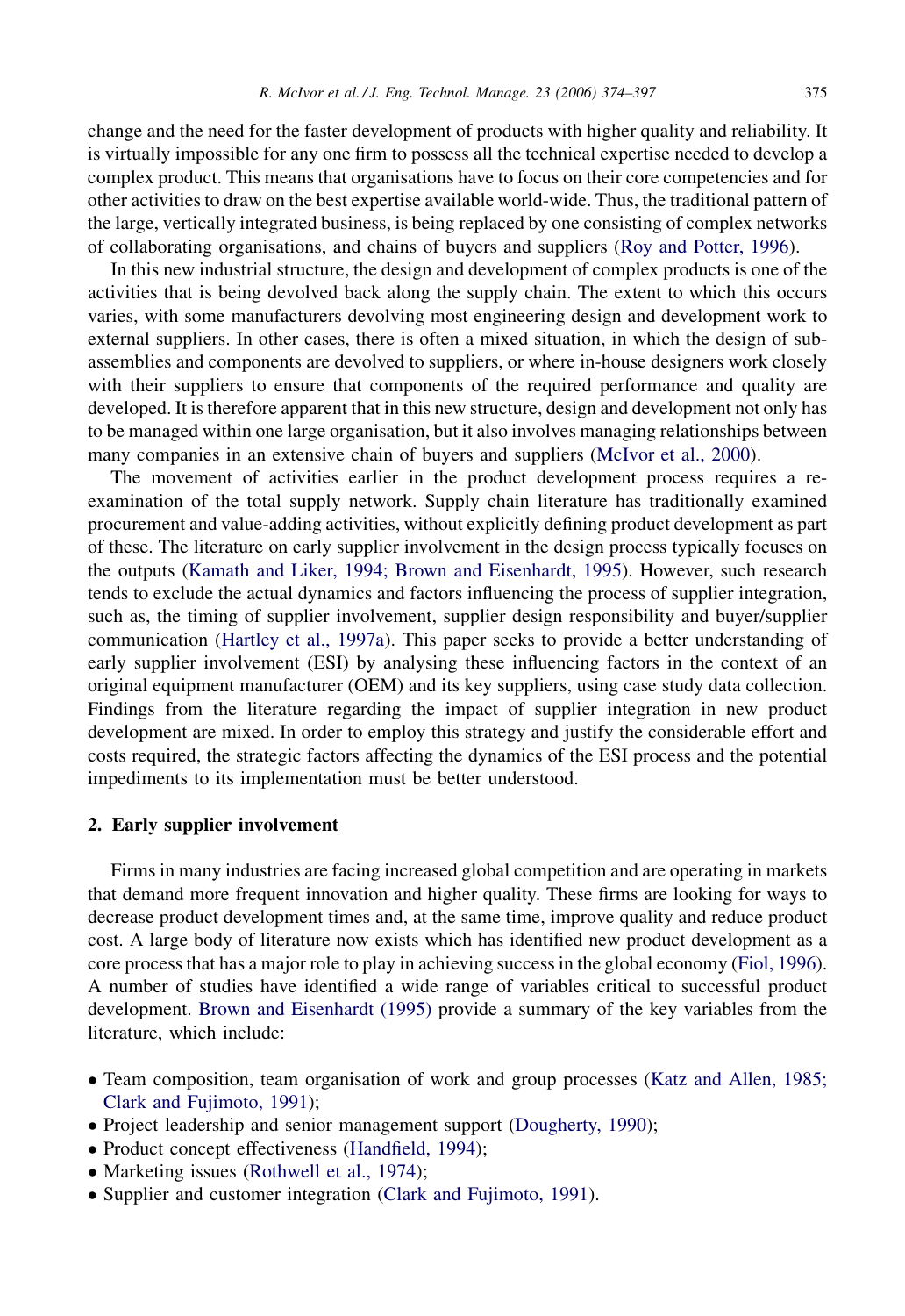change and the need for the faster development of products with higher quality and reliability. It is virtually impossible for any one firm to possess all the technical expertise needed to develop a complex product. This means that organisations have to focus on their core competencies and for other activities to draw on the best expertise available world-wide. Thus, the traditional pattern of the large, vertically integrated business, is being replaced by one consisting of complex networks of collaborating organisations, and chains of buyers and suppliers (Roy and Potter, 1996).

In this new industrial structure, the design and development of complex products is one of the activities that is being devolved back along the supply chain. The extent to which this occurs varies, with some manufacturers devolving most engineering design and development work to external suppliers. In other cases, there is often a mixed situation, in which the design of sub-assemblies and components are devolved to suppliers, or where in-house designers work closely with their suppliers to ensure that components of the required performance and quality are developed. It is therefore apparent that in this new structure, design and development not only has to be managed within one large organisation, but it also involves managing relationships between many companies in an extensive chain of buyers and suppliers (McIvor et al., 2000).

The movement of activities earlier in the product development process requires a re-examination of the total supply network. Supply chain literature has traditionally examined procurement and value-adding activities, without explicitly defining product development as part of these. The literature on early supplier involvement in the design process typically focuses on the outputs (Kamath and Liker, 1994; Brown and Eisenhardt, 1995). However, such research tends to exclude the actual dynamics and factors influencing the process of supplier integration, such as, the timing of supplier involvement, supplier design responsibility and buyer/supplier communication (Hartley et al., 1997a). This paper seeks to provide a better understanding of early supplier involvement (ESI) by analysing these influencing factors in the context of an original equipment manufacturer (OEM) and its key suppliers, using case study data collection. Findings from the literature regarding the impact of supplier integration in new product development are mixed. In order to employ this strategy and justify the considerable effort and costs required, the strategic factors affecting the dynamics of the ESI process and the potential impediments to its implementation must be better understood.

## 2. Early supplier involvement

Firms in many industries are facing increased global competition and are operating in markets that demand more frequent innovation and higher quality. These firms are looking for ways to decrease product development times and, at the same time, improve quality and reduce product cost. A large body of literature now exists which has identified new product development as a core process that has a major role to play in achieving success in the global economy (Fiol, 1996). A number of studies have identified a wide range of variables critical to successful product development. Brown and Eisenhardt (1995) provide a summary of the key variables from the literature, which include:

- Team composition, team organisation of work and group processes (Katz and Allen, 1985; Clark and Fujimoto, 1991);
- Project leadership and senior management support (Dougherty, 1990);
- Product concept effectiveness (Handfield, 1994);
- Marketing issues (Rothwell et al., 1974);
- Supplier and customer integration (Clark and Fujimoto, 1991).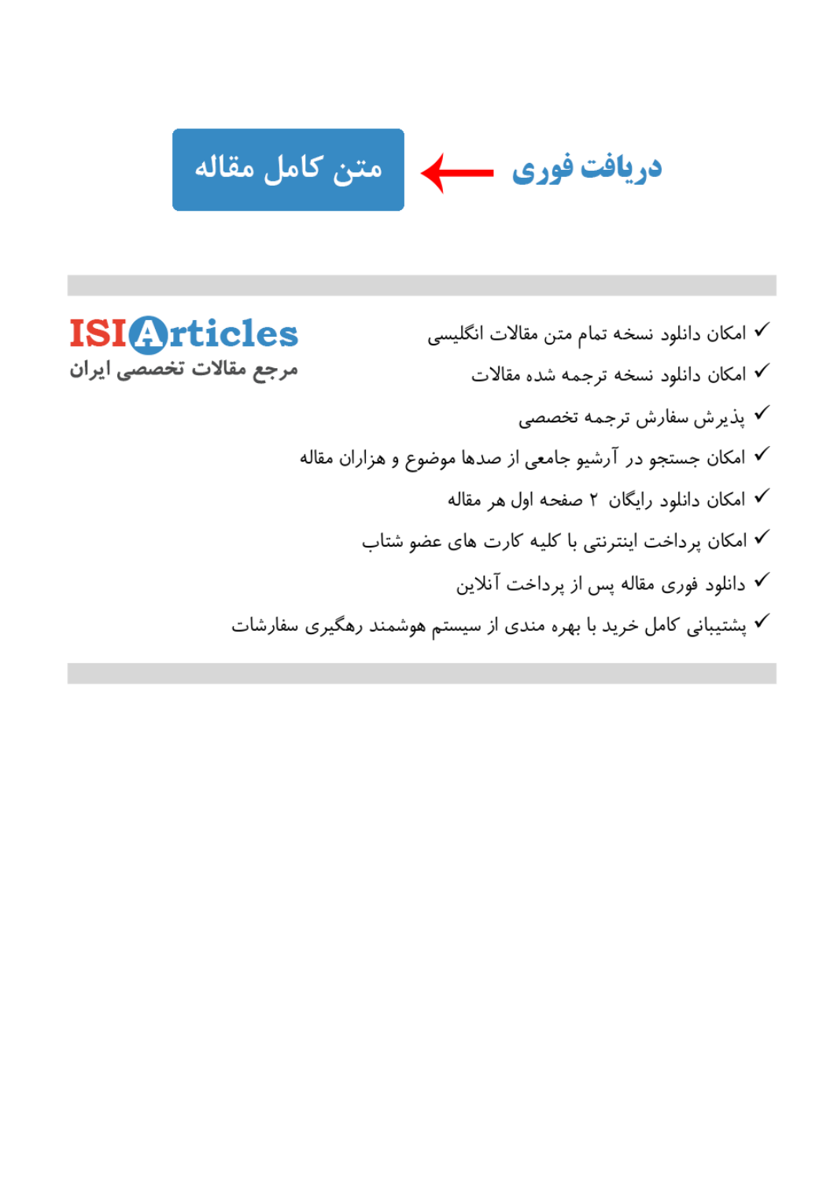دریافت فوری ← متن کامل مقاله

**ISIArticles**
مرجع مقالات تخصصی ایران

- ✓ امکان دانلود نسخه تمام متن مقالات انگلیسی
- ✓ امکان دانلود نسخه ترجمه شده مقالات
- ✓ پذیرش سفارش ترجمه تخصصی
- ✓ امکان جستجو در آرشیو جامعی از صدها موضوع و هزاران مقاله
- ✓ امکان دانلود رایگان ۲ صفحه اول هر مقاله
- ✓ امکان پرداخت اینترنتی با کلیه کارت های عضو شتاب
- ✓ دانلود فوری مقاله پس از پرداخت آنلاین
- ✓ پشتیبانی کامل خرید با بهره مندی از سیستم هوشمند رهگیری سفارشات